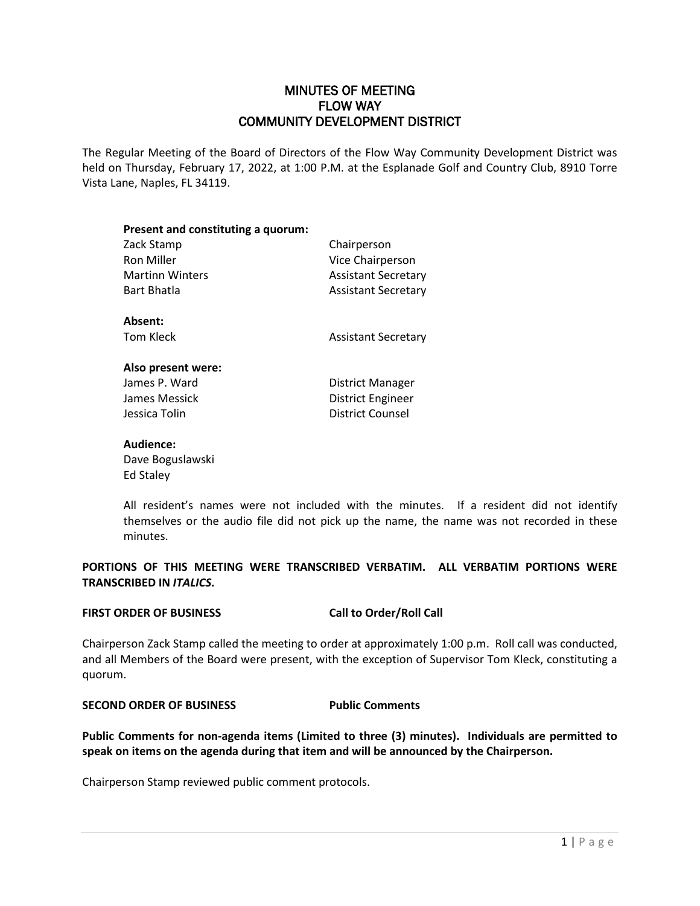# MINUTES OF MEETING
# FLOW WAY
# COMMUNITY DEVELOPMENT DISTRICT

The Regular Meeting of the Board of Directors of the Flow Way Community Development District was held on Thursday, February 17, 2022, at 1:00 P.M. at the Esplanade Golf and Country Club, 8910 Torre Vista Lane, Naples, FL 34119.

**Present and constituting a quorum:**

| | |
|---|---|
| Zack Stamp | Chairperson |
| Ron Miller | Vice Chairperson |
| Martinn Winters | Assistant Secretary |
| Bart Bhatla | Assistant Secretary |

**Absent:**

| | |
|---|---|
| Tom Kleck | Assistant Secretary |

**Also present were:**

| | |
|---|---|
| James P. Ward | District Manager |
| James Messick | District Engineer |
| Jessica Tolin | District Counsel |

**Audience:**

Dave Boguslawski
Ed Staley

All resident's names were not included with the minutes. If a resident did not identify themselves or the audio file did not pick up the name, the name was not recorded in these minutes.

**PORTIONS OF THIS MEETING WERE TRANSCRIBED VERBATIM. ALL VERBATIM PORTIONS WERE TRANSCRIBED IN *ITALICS*.**

**FIRST ORDER OF BUSINESS Call to Order/Roll Call**

Chairperson Zack Stamp called the meeting to order at approximately 1:00 p.m. Roll call was conducted, and all Members of the Board were present, with the exception of Supervisor Tom Kleck, constituting a quorum.

**SECOND ORDER OF BUSINESS Public Comments**

**Public Comments for non-agenda items (Limited to three (3) minutes). Individuals are permitted to speak on items on the agenda during that item and will be announced by the Chairperson.**

Chairperson Stamp reviewed public comment protocols.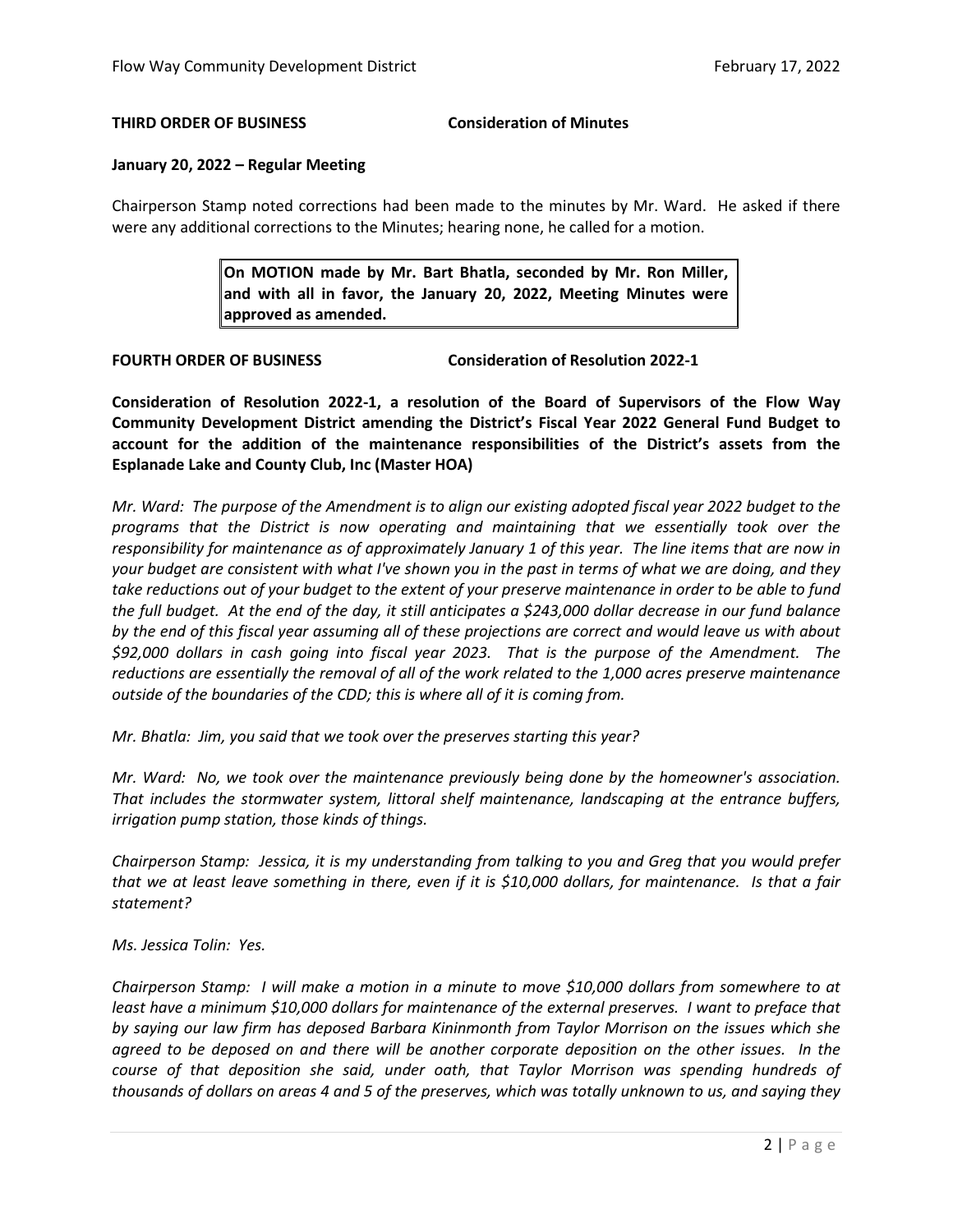**THIRD ORDER OF BUSINESS** **Consideration of Minutes**

**January 20, 2022 – Regular Meeting**

Chairperson Stamp noted corrections had been made to the minutes by Mr. Ward. He asked if there were any additional corrections to the Minutes; hearing none, he called for a motion.

> **On MOTION made by Mr. Bart Bhatla, seconded by Mr. Ron Miller, and with all in favor, the January 20, 2022, Meeting Minutes were approved as amended.**

**FOURTH ORDER OF BUSINESS** **Consideration of Resolution 2022-1**

**Consideration of Resolution 2022-1, a resolution of the Board of Supervisors of the Flow Way Community Development District amending the District's Fiscal Year 2022 General Fund Budget to account for the addition of the maintenance responsibilities of the District's assets from the Esplanade Lake and County Club, Inc (Master HOA)**

*Mr. Ward: The purpose of the Amendment is to align our existing adopted fiscal year 2022 budget to the programs that the District is now operating and maintaining that we essentially took over the responsibility for maintenance as of approximately January 1 of this year. The line items that are now in your budget are consistent with what I've shown you in the past in terms of what we are doing, and they take reductions out of your budget to the extent of your preserve maintenance in order to be able to fund the full budget. At the end of the day, it still anticipates a $243,000 dollar decrease in our fund balance by the end of this fiscal year assuming all of these projections are correct and would leave us with about $92,000 dollars in cash going into fiscal year 2023. That is the purpose of the Amendment. The reductions are essentially the removal of all of the work related to the 1,000 acres preserve maintenance outside of the boundaries of the CDD; this is where all of it is coming from.*

*Mr. Bhatla: Jim, you said that we took over the preserves starting this year?*

*Mr. Ward: No, we took over the maintenance previously being done by the homeowner's association. That includes the stormwater system, littoral shelf maintenance, landscaping at the entrance buffers, irrigation pump station, those kinds of things.*

*Chairperson Stamp: Jessica, it is my understanding from talking to you and Greg that you would prefer that we at least leave something in there, even if it is $10,000 dollars, for maintenance. Is that a fair statement?*

*Ms. Jessica Tolin: Yes.*

*Chairperson Stamp: I will make a motion in a minute to move $10,000 dollars from somewhere to at least have a minimum $10,000 dollars for maintenance of the external preserves. I want to preface that by saying our law firm has deposed Barbara Kininmonth from Taylor Morrison on the issues which she agreed to be deposed on and there will be another corporate deposition on the other issues. In the course of that deposition she said, under oath, that Taylor Morrison was spending hundreds of thousands of dollars on areas 4 and 5 of the preserves, which was totally unknown to us, and saying they*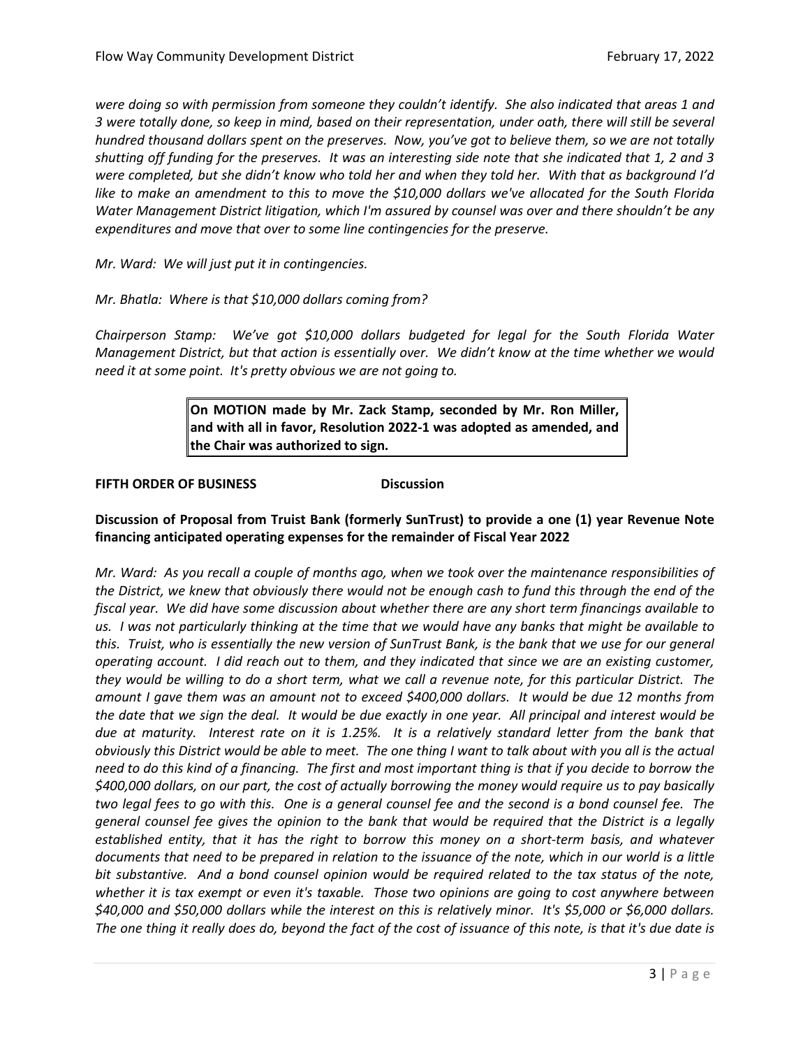*were doing so with permission from someone they couldn't identify. She also indicated that areas 1 and 3 were totally done, so keep in mind, based on their representation, under oath, there will still be several hundred thousand dollars spent on the preserves. Now, you've got to believe them, so we are not totally shutting off funding for the preserves. It was an interesting side note that she indicated that 1, 2 and 3 were completed, but she didn't know who told her and when they told her. With that as background I'd like to make an amendment to this to move the $10,000 dollars we've allocated for the South Florida Water Management District litigation, which I'm assured by counsel was over and there shouldn't be any expenditures and move that over to some line contingencies for the preserve.*

*Mr. Ward: We will just put it in contingencies.*

*Mr. Bhatla: Where is that $10,000 dollars coming from?*

*Chairperson Stamp: We've got $10,000 dollars budgeted for legal for the South Florida Water Management District, but that action is essentially over. We didn't know at the time whether we would need it at some point. It's pretty obvious we are not going to.*

**On MOTION made by Mr. Zack Stamp, seconded by Mr. Ron Miller, and with all in favor, Resolution 2022-1 was adopted as amended, and the Chair was authorized to sign.**

**FIFTH ORDER OF BUSINESS Discussion**

**Discussion of Proposal from Truist Bank (formerly SunTrust) to provide a one (1) year Revenue Note financing anticipated operating expenses for the remainder of Fiscal Year 2022**

*Mr. Ward: As you recall a couple of months ago, when we took over the maintenance responsibilities of the District, we knew that obviously there would not be enough cash to fund this through the end of the fiscal year. We did have some discussion about whether there are any short term financings available to us. I was not particularly thinking at the time that we would have any banks that might be available to this. Truist, who is essentially the new version of SunTrust Bank, is the bank that we use for our general operating account. I did reach out to them, and they indicated that since we are an existing customer, they would be willing to do a short term, what we call a revenue note, for this particular District. The amount I gave them was an amount not to exceed $400,000 dollars. It would be due 12 months from the date that we sign the deal. It would be due exactly in one year. All principal and interest would be due at maturity. Interest rate on it is 1.25%. It is a relatively standard letter from the bank that obviously this District would be able to meet. The one thing I want to talk about with you all is the actual need to do this kind of a financing. The first and most important thing is that if you decide to borrow the $400,000 dollars, on our part, the cost of actually borrowing the money would require us to pay basically two legal fees to go with this. One is a general counsel fee and the second is a bond counsel fee. The general counsel fee gives the opinion to the bank that would be required that the District is a legally established entity, that it has the right to borrow this money on a short-term basis, and whatever documents that need to be prepared in relation to the issuance of the note, which in our world is a little bit substantive. And a bond counsel opinion would be required related to the tax status of the note, whether it is tax exempt or even it's taxable. Those two opinions are going to cost anywhere between $40,000 and $50,000 dollars while the interest on this is relatively minor. It's $5,000 or $6,000 dollars. The one thing it really does do, beyond the fact of the cost of issuance of this note, is that it's due date is*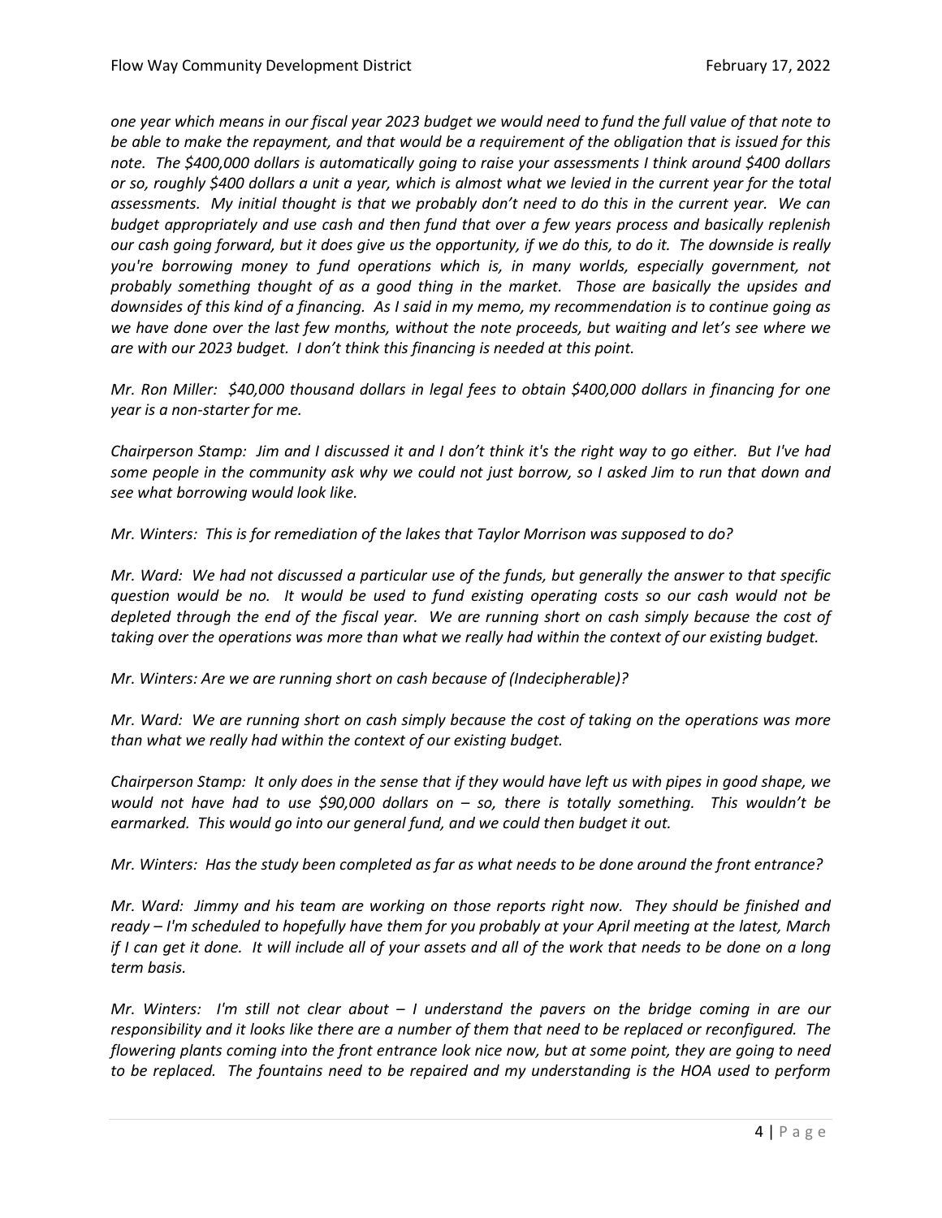*one year which means in our fiscal year 2023 budget we would need to fund the full value of that note to be able to make the repayment, and that would be a requirement of the obligation that is issued for this note. The $400,000 dollars is automatically going to raise your assessments I think around $400 dollars or so, roughly $400 dollars a unit a year, which is almost what we levied in the current year for the total assessments. My initial thought is that we probably don't need to do this in the current year. We can budget appropriately and use cash and then fund that over a few years process and basically replenish our cash going forward, but it does give us the opportunity, if we do this, to do it. The downside is really you're borrowing money to fund operations which is, in many worlds, especially government, not probably something thought of as a good thing in the market. Those are basically the upsides and downsides of this kind of a financing. As I said in my memo, my recommendation is to continue going as we have done over the last few months, without the note proceeds, but waiting and let's see where we are with our 2023 budget. I don't think this financing is needed at this point.*

*Mr. Ron Miller: $40,000 thousand dollars in legal fees to obtain $400,000 dollars in financing for one year is a non-starter for me.*

*Chairperson Stamp: Jim and I discussed it and I don't think it's the right way to go either. But I've had some people in the community ask why we could not just borrow, so I asked Jim to run that down and see what borrowing would look like.*

*Mr. Winters: This is for remediation of the lakes that Taylor Morrison was supposed to do?*

*Mr. Ward: We had not discussed a particular use of the funds, but generally the answer to that specific question would be no. It would be used to fund existing operating costs so our cash would not be depleted through the end of the fiscal year. We are running short on cash simply because the cost of taking over the operations was more than what we really had within the context of our existing budget.*

*Mr. Winters: Are we are running short on cash because of (Indecipherable)?*

*Mr. Ward: We are running short on cash simply because the cost of taking on the operations was more than what we really had within the context of our existing budget.*

*Chairperson Stamp: It only does in the sense that if they would have left us with pipes in good shape, we would not have had to use $90,000 dollars on – so, there is totally something. This wouldn't be earmarked. This would go into our general fund, and we could then budget it out.*

*Mr. Winters: Has the study been completed as far as what needs to be done around the front entrance?*

*Mr. Ward: Jimmy and his team are working on those reports right now. They should be finished and ready – I'm scheduled to hopefully have them for you probably at your April meeting at the latest, March if I can get it done. It will include all of your assets and all of the work that needs to be done on a long term basis.*

*Mr. Winters: I'm still not clear about – I understand the pavers on the bridge coming in are our responsibility and it looks like there are a number of them that need to be replaced or reconfigured. The flowering plants coming into the front entrance look nice now, but at some point, they are going to need to be replaced. The fountains need to be repaired and my understanding is the HOA used to perform*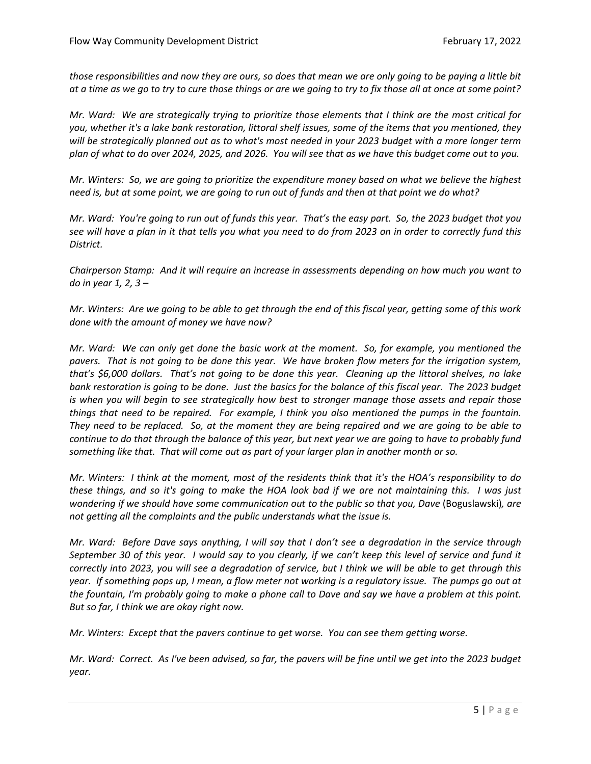*those responsibilities and now they are ours, so does that mean we are only going to be paying a little bit at a time as we go to try to cure those things or are we going to try to fix those all at once at some point?*

*Mr. Ward: We are strategically trying to prioritize those elements that I think are the most critical for you, whether it's a lake bank restoration, littoral shelf issues, some of the items that you mentioned, they will be strategically planned out as to what's most needed in your 2023 budget with a more longer term plan of what to do over 2024, 2025, and 2026. You will see that as we have this budget come out to you.*

*Mr. Winters: So, we are going to prioritize the expenditure money based on what we believe the highest need is, but at some point, we are going to run out of funds and then at that point we do what?*

*Mr. Ward: You're going to run out of funds this year. That's the easy part. So, the 2023 budget that you see will have a plan in it that tells you what you need to do from 2023 on in order to correctly fund this District.*

*Chairperson Stamp: And it will require an increase in assessments depending on how much you want to do in year 1, 2, 3 –*

*Mr. Winters: Are we going to be able to get through the end of this fiscal year, getting some of this work done with the amount of money we have now?*

*Mr. Ward: We can only get done the basic work at the moment. So, for example, you mentioned the pavers. That is not going to be done this year. We have broken flow meters for the irrigation system, that's $6,000 dollars. That's not going to be done this year. Cleaning up the littoral shelves, no lake bank restoration is going to be done. Just the basics for the balance of this fiscal year. The 2023 budget is when you will begin to see strategically how best to stronger manage those assets and repair those things that need to be repaired. For example, I think you also mentioned the pumps in the fountain. They need to be replaced. So, at the moment they are being repaired and we are going to be able to continue to do that through the balance of this year, but next year we are going to have to probably fund something like that. That will come out as part of your larger plan in another month or so.*

*Mr. Winters: I think at the moment, most of the residents think that it's the HOA's responsibility to do these things, and so it's going to make the HOA look bad if we are not maintaining this. I was just wondering if we should have some communication out to the public so that you, Dave* (Boguslawski)*, are not getting all the complaints and the public understands what the issue is.*

*Mr. Ward: Before Dave says anything, I will say that I don't see a degradation in the service through September 30 of this year. I would say to you clearly, if we can't keep this level of service and fund it correctly into 2023, you will see a degradation of service, but I think we will be able to get through this year. If something pops up, I mean, a flow meter not working is a regulatory issue. The pumps go out at the fountain, I'm probably going to make a phone call to Dave and say we have a problem at this point. But so far, I think we are okay right now.*

*Mr. Winters: Except that the pavers continue to get worse. You can see them getting worse.*

*Mr. Ward: Correct. As I've been advised, so far, the pavers will be fine until we get into the 2023 budget year.*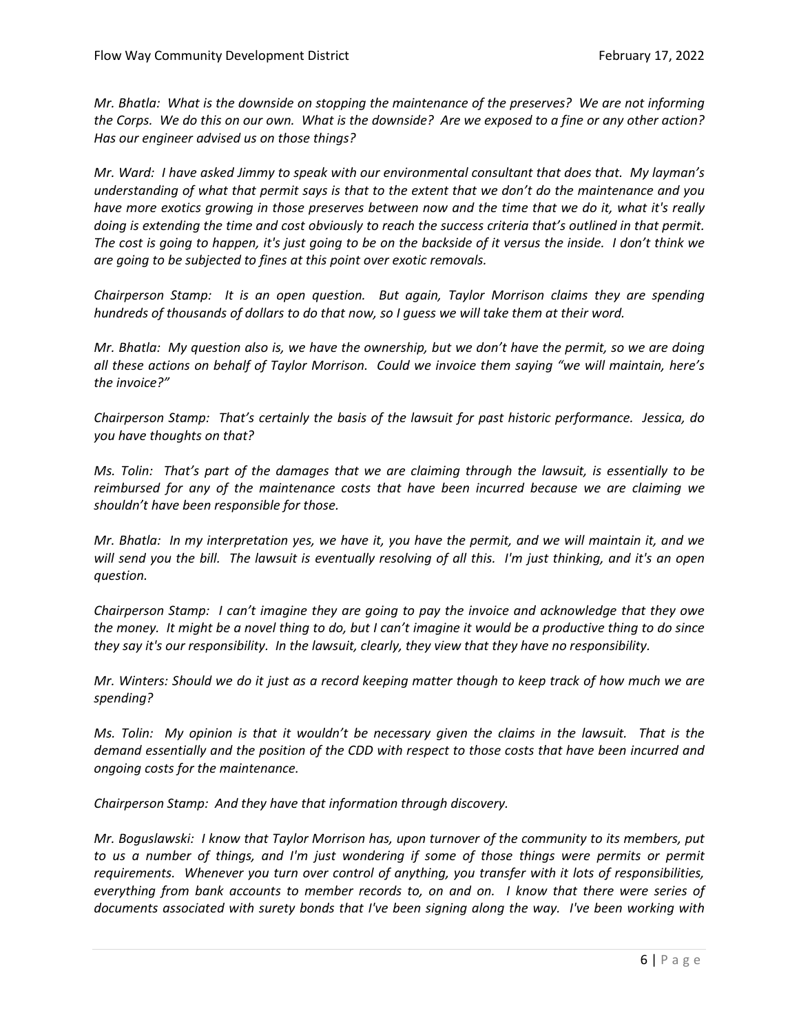*Mr. Bhatla: What is the downside on stopping the maintenance of the preserves? We are not informing the Corps. We do this on our own. What is the downside? Are we exposed to a fine or any other action? Has our engineer advised us on those things?*

*Mr. Ward: I have asked Jimmy to speak with our environmental consultant that does that. My layman's understanding of what that permit says is that to the extent that we don't do the maintenance and you have more exotics growing in those preserves between now and the time that we do it, what it's really doing is extending the time and cost obviously to reach the success criteria that's outlined in that permit. The cost is going to happen, it's just going to be on the backside of it versus the inside. I don't think we are going to be subjected to fines at this point over exotic removals.*

*Chairperson Stamp: It is an open question. But again, Taylor Morrison claims they are spending hundreds of thousands of dollars to do that now, so I guess we will take them at their word.*

*Mr. Bhatla: My question also is, we have the ownership, but we don't have the permit, so we are doing all these actions on behalf of Taylor Morrison. Could we invoice them saying "we will maintain, here's the invoice?"*

*Chairperson Stamp: That's certainly the basis of the lawsuit for past historic performance. Jessica, do you have thoughts on that?*

*Ms. Tolin: That's part of the damages that we are claiming through the lawsuit, is essentially to be reimbursed for any of the maintenance costs that have been incurred because we are claiming we shouldn't have been responsible for those.*

*Mr. Bhatla: In my interpretation yes, we have it, you have the permit, and we will maintain it, and we will send you the bill. The lawsuit is eventually resolving of all this. I'm just thinking, and it's an open question.*

*Chairperson Stamp: I can't imagine they are going to pay the invoice and acknowledge that they owe the money. It might be a novel thing to do, but I can't imagine it would be a productive thing to do since they say it's our responsibility. In the lawsuit, clearly, they view that they have no responsibility.*

*Mr. Winters: Should we do it just as a record keeping matter though to keep track of how much we are spending?*

*Ms. Tolin: My opinion is that it wouldn't be necessary given the claims in the lawsuit. That is the demand essentially and the position of the CDD with respect to those costs that have been incurred and ongoing costs for the maintenance.*

*Chairperson Stamp: And they have that information through discovery.*

*Mr. Boguslawski: I know that Taylor Morrison has, upon turnover of the community to its members, put to us a number of things, and I'm just wondering if some of those things were permits or permit requirements. Whenever you turn over control of anything, you transfer with it lots of responsibilities, everything from bank accounts to member records to, on and on. I know that there were series of documents associated with surety bonds that I've been signing along the way. I've been working with*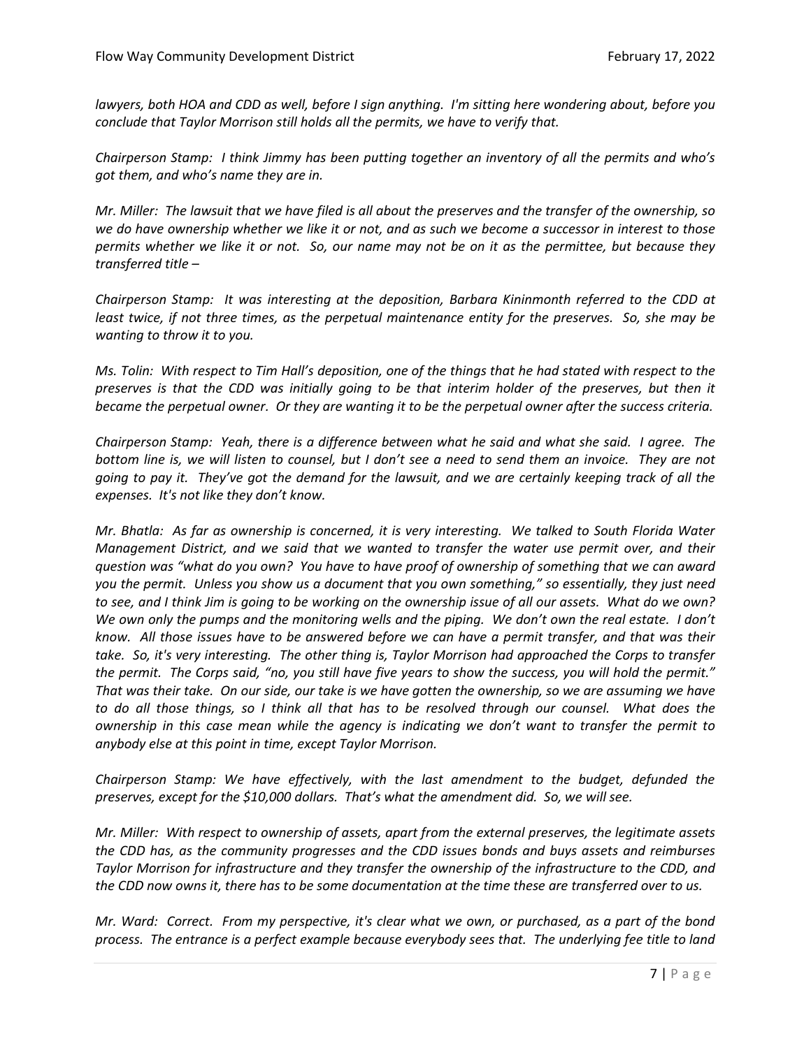*lawyers, both HOA and CDD as well, before I sign anything. I'm sitting here wondering about, before you conclude that Taylor Morrison still holds all the permits, we have to verify that.*

*Chairperson Stamp: I think Jimmy has been putting together an inventory of all the permits and who's got them, and who's name they are in.*

*Mr. Miller: The lawsuit that we have filed is all about the preserves and the transfer of the ownership, so we do have ownership whether we like it or not, and as such we become a successor in interest to those permits whether we like it or not. So, our name may not be on it as the permittee, but because they transferred title –*

*Chairperson Stamp: It was interesting at the deposition, Barbara Kininmonth referred to the CDD at least twice, if not three times, as the perpetual maintenance entity for the preserves. So, she may be wanting to throw it to you.*

*Ms. Tolin: With respect to Tim Hall's deposition, one of the things that he had stated with respect to the preserves is that the CDD was initially going to be that interim holder of the preserves, but then it became the perpetual owner. Or they are wanting it to be the perpetual owner after the success criteria.*

*Chairperson Stamp: Yeah, there is a difference between what he said and what she said. I agree. The bottom line is, we will listen to counsel, but I don't see a need to send them an invoice. They are not going to pay it. They've got the demand for the lawsuit, and we are certainly keeping track of all the expenses. It's not like they don't know.*

*Mr. Bhatla: As far as ownership is concerned, it is very interesting. We talked to South Florida Water Management District, and we said that we wanted to transfer the water use permit over, and their question was "what do you own? You have to have proof of ownership of something that we can award you the permit. Unless you show us a document that you own something," so essentially, they just need to see, and I think Jim is going to be working on the ownership issue of all our assets. What do we own? We own only the pumps and the monitoring wells and the piping. We don't own the real estate. I don't know. All those issues have to be answered before we can have a permit transfer, and that was their take. So, it's very interesting. The other thing is, Taylor Morrison had approached the Corps to transfer the permit. The Corps said, "no, you still have five years to show the success, you will hold the permit." That was their take. On our side, our take is we have gotten the ownership, so we are assuming we have to do all those things, so I think all that has to be resolved through our counsel. What does the ownership in this case mean while the agency is indicating we don't want to transfer the permit to anybody else at this point in time, except Taylor Morrison.*

*Chairperson Stamp: We have effectively, with the last amendment to the budget, defunded the preserves, except for the $10,000 dollars. That's what the amendment did. So, we will see.*

*Mr. Miller: With respect to ownership of assets, apart from the external preserves, the legitimate assets the CDD has, as the community progresses and the CDD issues bonds and buys assets and reimburses Taylor Morrison for infrastructure and they transfer the ownership of the infrastructure to the CDD, and the CDD now owns it, there has to be some documentation at the time these are transferred over to us.*

*Mr. Ward: Correct. From my perspective, it's clear what we own, or purchased, as a part of the bond process. The entrance is a perfect example because everybody sees that. The underlying fee title to land*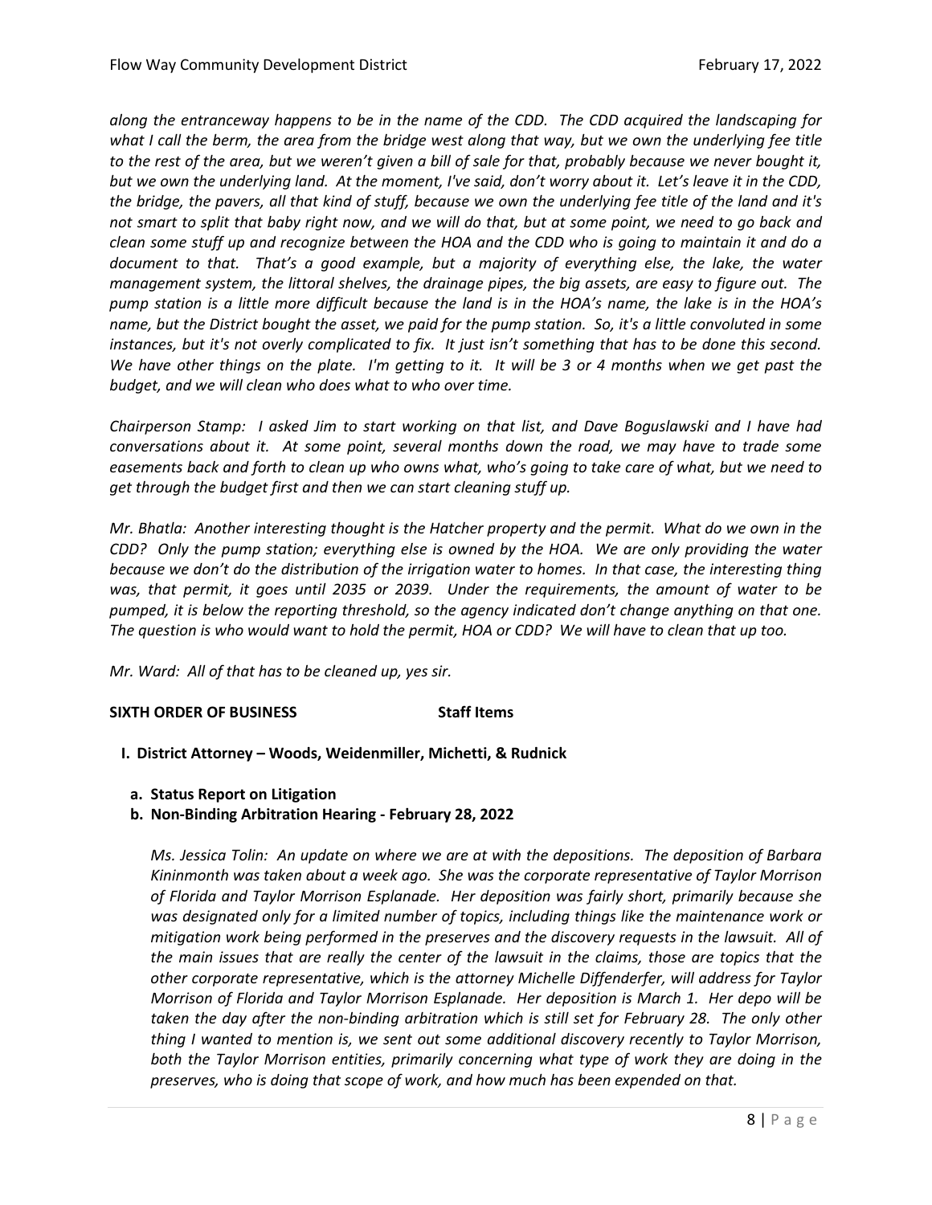*along the entranceway happens to be in the name of the CDD. The CDD acquired the landscaping for what I call the berm, the area from the bridge west along that way, but we own the underlying fee title to the rest of the area, but we weren't given a bill of sale for that, probably because we never bought it, but we own the underlying land. At the moment, I've said, don't worry about it. Let's leave it in the CDD, the bridge, the pavers, all that kind of stuff, because we own the underlying fee title of the land and it's not smart to split that baby right now, and we will do that, but at some point, we need to go back and clean some stuff up and recognize between the HOA and the CDD who is going to maintain it and do a document to that. That's a good example, but a majority of everything else, the lake, the water management system, the littoral shelves, the drainage pipes, the big assets, are easy to figure out. The pump station is a little more difficult because the land is in the HOA's name, the lake is in the HOA's name, but the District bought the asset, we paid for the pump station. So, it's a little convoluted in some instances, but it's not overly complicated to fix. It just isn't something that has to be done this second. We have other things on the plate. I'm getting to it. It will be 3 or 4 months when we get past the budget, and we will clean who does what to who over time.*

*Chairperson Stamp: I asked Jim to start working on that list, and Dave Boguslawski and I have had conversations about it. At some point, several months down the road, we may have to trade some easements back and forth to clean up who owns what, who's going to take care of what, but we need to get through the budget first and then we can start cleaning stuff up.*

*Mr. Bhatla: Another interesting thought is the Hatcher property and the permit. What do we own in the CDD? Only the pump station; everything else is owned by the HOA. We are only providing the water because we don't do the distribution of the irrigation water to homes. In that case, the interesting thing was, that permit, it goes until 2035 or 2039. Under the requirements, the amount of water to be pumped, it is below the reporting threshold, so the agency indicated don't change anything on that one. The question is who would want to hold the permit, HOA or CDD? We will have to clean that up too.*

*Mr. Ward: All of that has to be cleaned up, yes sir.*

**SIXTH ORDER OF BUSINESS** **Staff Items**

**I. District Attorney – Woods, Weidenmiller, Michetti, & Rudnick**

**a. Status Report on Litigation**

**b. Non-Binding Arbitration Hearing - February 28, 2022**

*Ms. Jessica Tolin: An update on where we are at with the depositions. The deposition of Barbara Kininmonth was taken about a week ago. She was the corporate representative of Taylor Morrison of Florida and Taylor Morrison Esplanade. Her deposition was fairly short, primarily because she was designated only for a limited number of topics, including things like the maintenance work or mitigation work being performed in the preserves and the discovery requests in the lawsuit. All of the main issues that are really the center of the lawsuit in the claims, those are topics that the other corporate representative, which is the attorney Michelle Diffenderfer, will address for Taylor Morrison of Florida and Taylor Morrison Esplanade. Her deposition is March 1. Her depo will be taken the day after the non-binding arbitration which is still set for February 28. The only other thing I wanted to mention is, we sent out some additional discovery recently to Taylor Morrison, both the Taylor Morrison entities, primarily concerning what type of work they are doing in the preserves, who is doing that scope of work, and how much has been expended on that.*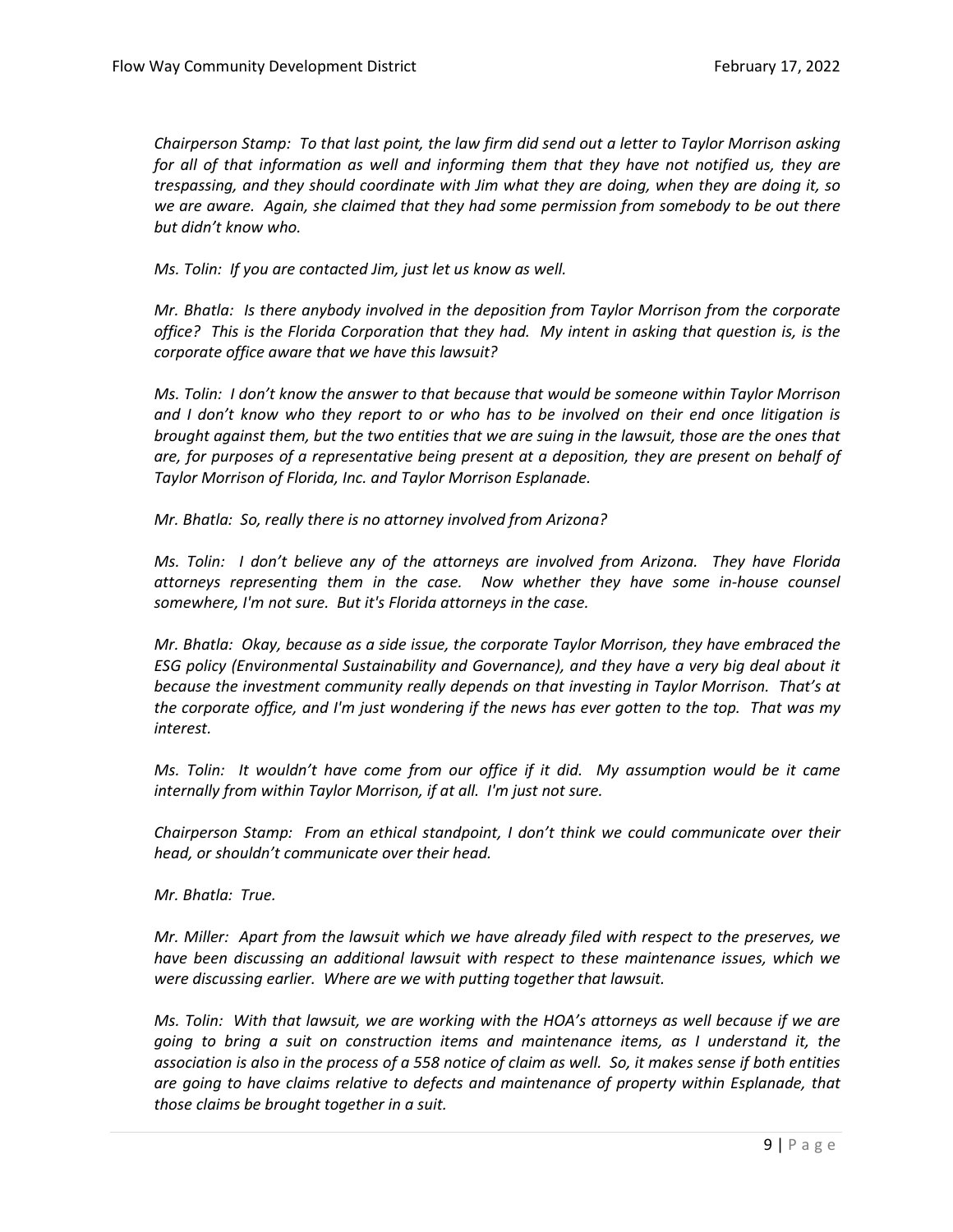*Chairperson Stamp: To that last point, the law firm did send out a letter to Taylor Morrison asking for all of that information as well and informing them that they have not notified us, they are trespassing, and they should coordinate with Jim what they are doing, when they are doing it, so we are aware. Again, she claimed that they had some permission from somebody to be out there but didn't know who.*

*Ms. Tolin: If you are contacted Jim, just let us know as well.*

*Mr. Bhatla: Is there anybody involved in the deposition from Taylor Morrison from the corporate office? This is the Florida Corporation that they had. My intent in asking that question is, is the corporate office aware that we have this lawsuit?*

*Ms. Tolin: I don't know the answer to that because that would be someone within Taylor Morrison and I don't know who they report to or who has to be involved on their end once litigation is brought against them, but the two entities that we are suing in the lawsuit, those are the ones that are, for purposes of a representative being present at a deposition, they are present on behalf of Taylor Morrison of Florida, Inc. and Taylor Morrison Esplanade.*

*Mr. Bhatla: So, really there is no attorney involved from Arizona?*

*Ms. Tolin: I don't believe any of the attorneys are involved from Arizona. They have Florida attorneys representing them in the case. Now whether they have some in-house counsel somewhere, I'm not sure. But it's Florida attorneys in the case.*

*Mr. Bhatla: Okay, because as a side issue, the corporate Taylor Morrison, they have embraced the ESG policy (Environmental Sustainability and Governance), and they have a very big deal about it because the investment community really depends on that investing in Taylor Morrison. That's at the corporate office, and I'm just wondering if the news has ever gotten to the top. That was my interest.*

*Ms. Tolin: It wouldn't have come from our office if it did. My assumption would be it came internally from within Taylor Morrison, if at all. I'm just not sure.*

*Chairperson Stamp: From an ethical standpoint, I don't think we could communicate over their head, or shouldn't communicate over their head.*

*Mr. Bhatla: True.*

*Mr. Miller: Apart from the lawsuit which we have already filed with respect to the preserves, we have been discussing an additional lawsuit with respect to these maintenance issues, which we were discussing earlier. Where are we with putting together that lawsuit.*

*Ms. Tolin: With that lawsuit, we are working with the HOA's attorneys as well because if we are going to bring a suit on construction items and maintenance items, as I understand it, the association is also in the process of a 558 notice of claim as well. So, it makes sense if both entities are going to have claims relative to defects and maintenance of property within Esplanade, that those claims be brought together in a suit.*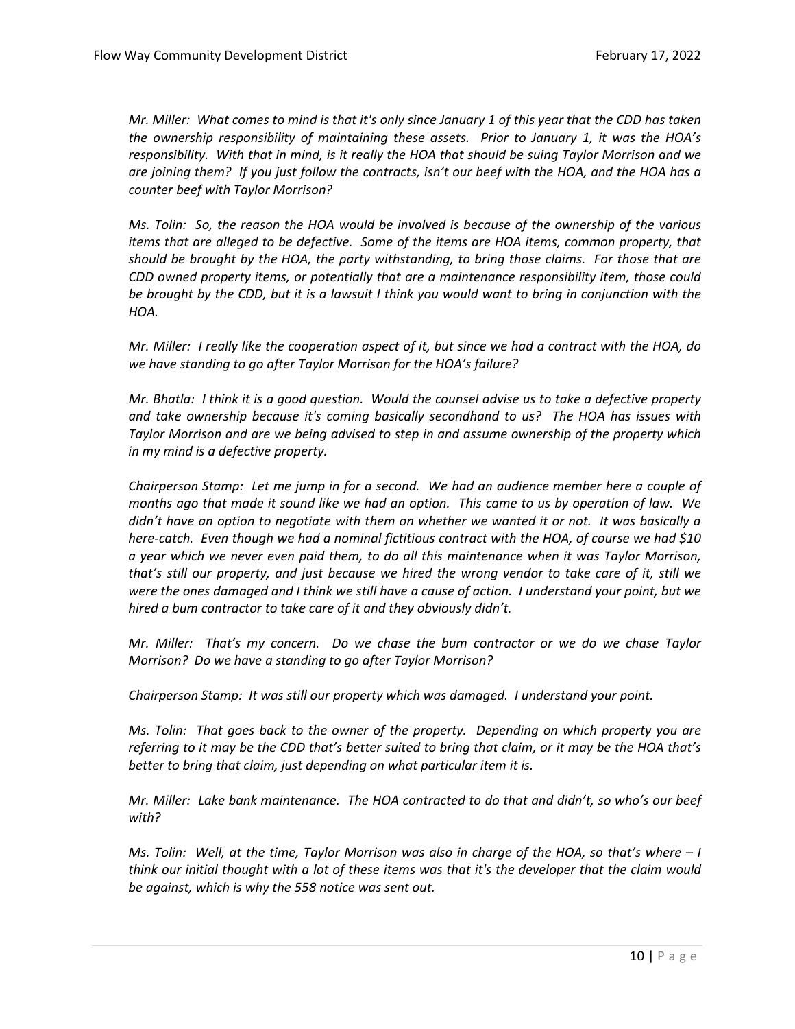*Mr. Miller: What comes to mind is that it's only since January 1 of this year that the CDD has taken the ownership responsibility of maintaining these assets. Prior to January 1, it was the HOA's responsibility. With that in mind, is it really the HOA that should be suing Taylor Morrison and we are joining them? If you just follow the contracts, isn't our beef with the HOA, and the HOA has a counter beef with Taylor Morrison?*

*Ms. Tolin: So, the reason the HOA would be involved is because of the ownership of the various items that are alleged to be defective. Some of the items are HOA items, common property, that should be brought by the HOA, the party withstanding, to bring those claims. For those that are CDD owned property items, or potentially that are a maintenance responsibility item, those could be brought by the CDD, but it is a lawsuit I think you would want to bring in conjunction with the HOA.*

*Mr. Miller: I really like the cooperation aspect of it, but since we had a contract with the HOA, do we have standing to go after Taylor Morrison for the HOA's failure?*

*Mr. Bhatla: I think it is a good question. Would the counsel advise us to take a defective property and take ownership because it's coming basically secondhand to us? The HOA has issues with Taylor Morrison and are we being advised to step in and assume ownership of the property which in my mind is a defective property.*

*Chairperson Stamp: Let me jump in for a second. We had an audience member here a couple of months ago that made it sound like we had an option. This came to us by operation of law. We didn't have an option to negotiate with them on whether we wanted it or not. It was basically a here-catch. Even though we had a nominal fictitious contract with the HOA, of course we had $10 a year which we never even paid them, to do all this maintenance when it was Taylor Morrison, that's still our property, and just because we hired the wrong vendor to take care of it, still we were the ones damaged and I think we still have a cause of action. I understand your point, but we hired a bum contractor to take care of it and they obviously didn't.*

*Mr. Miller: That's my concern. Do we chase the bum contractor or we do we chase Taylor Morrison? Do we have a standing to go after Taylor Morrison?*

*Chairperson Stamp: It was still our property which was damaged. I understand your point.*

*Ms. Tolin: That goes back to the owner of the property. Depending on which property you are referring to it may be the CDD that's better suited to bring that claim, or it may be the HOA that's better to bring that claim, just depending on what particular item it is.*

*Mr. Miller: Lake bank maintenance. The HOA contracted to do that and didn't, so who's our beef with?*

*Ms. Tolin: Well, at the time, Taylor Morrison was also in charge of the HOA, so that's where – I think our initial thought with a lot of these items was that it's the developer that the claim would be against, which is why the 558 notice was sent out.*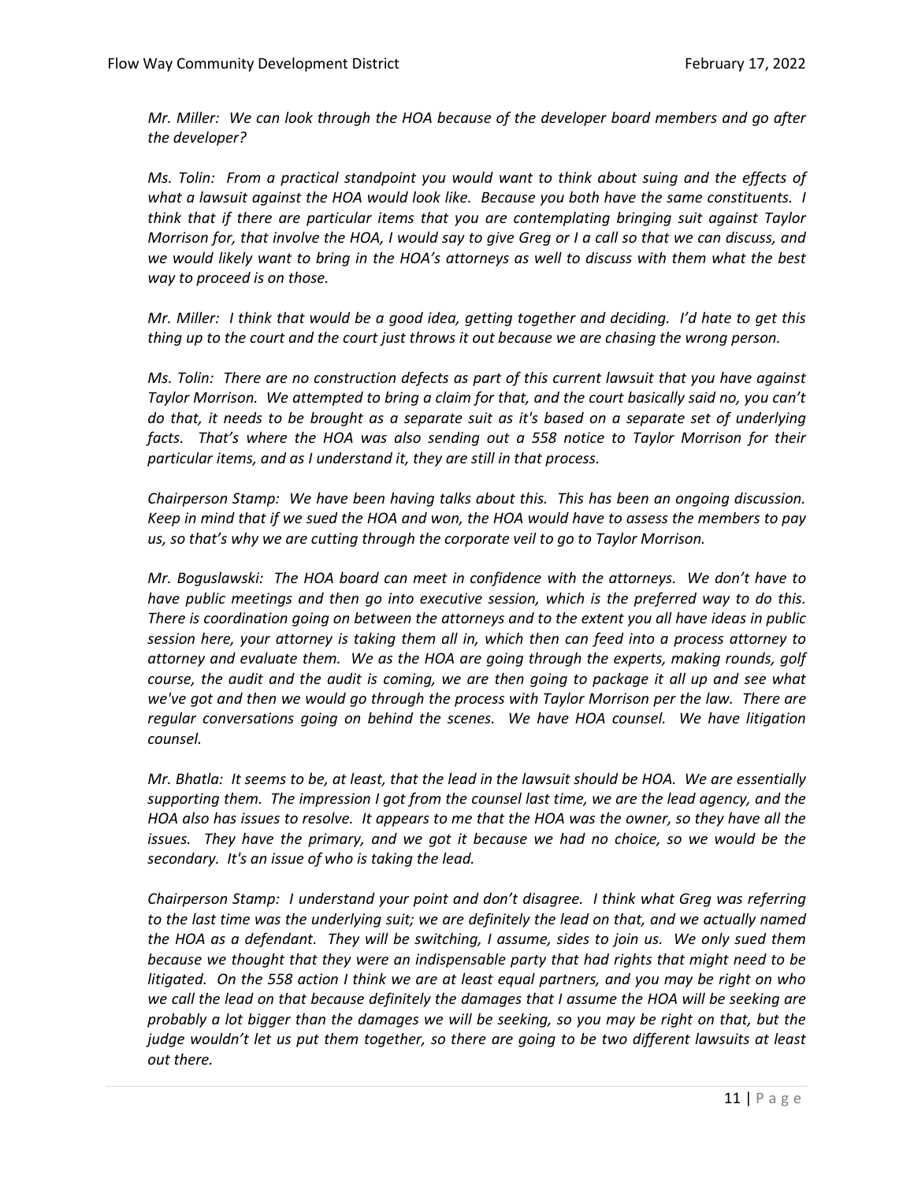*Mr. Miller: We can look through the HOA because of the developer board members and go after the developer?*

*Ms. Tolin: From a practical standpoint you would want to think about suing and the effects of what a lawsuit against the HOA would look like. Because you both have the same constituents. I think that if there are particular items that you are contemplating bringing suit against Taylor Morrison for, that involve the HOA, I would say to give Greg or I a call so that we can discuss, and we would likely want to bring in the HOA's attorneys as well to discuss with them what the best way to proceed is on those.*

*Mr. Miller: I think that would be a good idea, getting together and deciding. I'd hate to get this thing up to the court and the court just throws it out because we are chasing the wrong person.*

*Ms. Tolin: There are no construction defects as part of this current lawsuit that you have against Taylor Morrison. We attempted to bring a claim for that, and the court basically said no, you can't do that, it needs to be brought as a separate suit as it's based on a separate set of underlying facts. That's where the HOA was also sending out a 558 notice to Taylor Morrison for their particular items, and as I understand it, they are still in that process.*

*Chairperson Stamp: We have been having talks about this. This has been an ongoing discussion. Keep in mind that if we sued the HOA and won, the HOA would have to assess the members to pay us, so that's why we are cutting through the corporate veil to go to Taylor Morrison.*

*Mr. Boguslawski: The HOA board can meet in confidence with the attorneys. We don't have to have public meetings and then go into executive session, which is the preferred way to do this. There is coordination going on between the attorneys and to the extent you all have ideas in public session here, your attorney is taking them all in, which then can feed into a process attorney to attorney and evaluate them. We as the HOA are going through the experts, making rounds, golf course, the audit and the audit is coming, we are then going to package it all up and see what we've got and then we would go through the process with Taylor Morrison per the law. There are regular conversations going on behind the scenes. We have HOA counsel. We have litigation counsel.*

*Mr. Bhatla: It seems to be, at least, that the lead in the lawsuit should be HOA. We are essentially supporting them. The impression I got from the counsel last time, we are the lead agency, and the HOA also has issues to resolve. It appears to me that the HOA was the owner, so they have all the issues. They have the primary, and we got it because we had no choice, so we would be the secondary. It's an issue of who is taking the lead.*

*Chairperson Stamp: I understand your point and don't disagree. I think what Greg was referring to the last time was the underlying suit; we are definitely the lead on that, and we actually named the HOA as a defendant. They will be switching, I assume, sides to join us. We only sued them because we thought that they were an indispensable party that had rights that might need to be litigated. On the 558 action I think we are at least equal partners, and you may be right on who we call the lead on that because definitely the damages that I assume the HOA will be seeking are probably a lot bigger than the damages we will be seeking, so you may be right on that, but the judge wouldn't let us put them together, so there are going to be two different lawsuits at least out there.*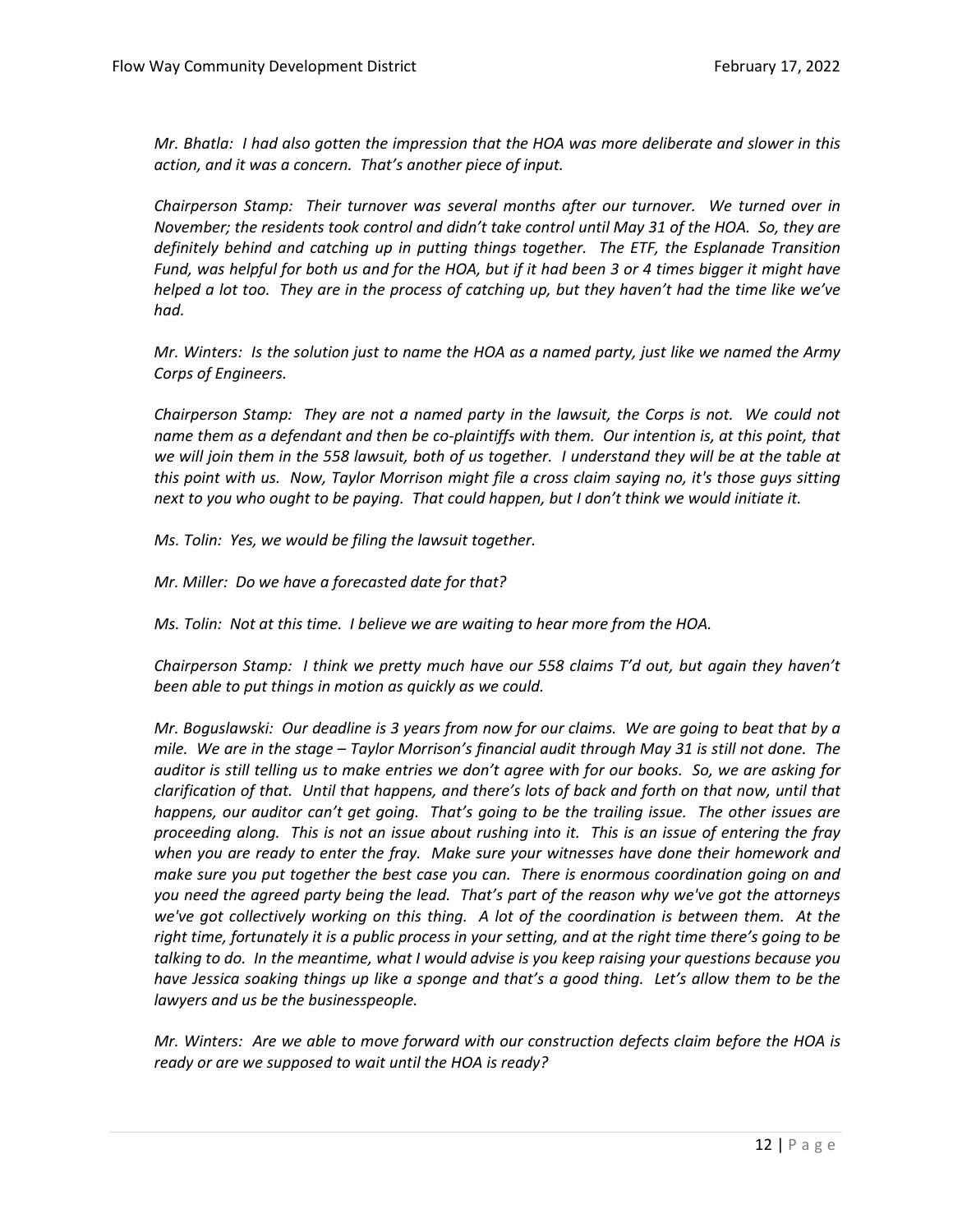*Mr. Bhatla: I had also gotten the impression that the HOA was more deliberate and slower in this action, and it was a concern. That's another piece of input.*

*Chairperson Stamp: Their turnover was several months after our turnover. We turned over in November; the residents took control and didn't take control until May 31 of the HOA. So, they are definitely behind and catching up in putting things together. The ETF, the Esplanade Transition Fund, was helpful for both us and for the HOA, but if it had been 3 or 4 times bigger it might have helped a lot too. They are in the process of catching up, but they haven't had the time like we've had.*

*Mr. Winters: Is the solution just to name the HOA as a named party, just like we named the Army Corps of Engineers.*

*Chairperson Stamp: They are not a named party in the lawsuit, the Corps is not. We could not name them as a defendant and then be co-plaintiffs with them. Our intention is, at this point, that we will join them in the 558 lawsuit, both of us together. I understand they will be at the table at this point with us. Now, Taylor Morrison might file a cross claim saying no, it's those guys sitting next to you who ought to be paying. That could happen, but I don't think we would initiate it.*

*Ms. Tolin: Yes, we would be filing the lawsuit together.*

*Mr. Miller: Do we have a forecasted date for that?*

*Ms. Tolin: Not at this time. I believe we are waiting to hear more from the HOA.*

*Chairperson Stamp: I think we pretty much have our 558 claims T'd out, but again they haven't been able to put things in motion as quickly as we could.*

*Mr. Boguslawski: Our deadline is 3 years from now for our claims. We are going to beat that by a mile. We are in the stage – Taylor Morrison's financial audit through May 31 is still not done. The auditor is still telling us to make entries we don't agree with for our books. So, we are asking for clarification of that. Until that happens, and there's lots of back and forth on that now, until that happens, our auditor can't get going. That's going to be the trailing issue. The other issues are proceeding along. This is not an issue about rushing into it. This is an issue of entering the fray when you are ready to enter the fray. Make sure your witnesses have done their homework and make sure you put together the best case you can. There is enormous coordination going on and you need the agreed party being the lead. That's part of the reason why we've got the attorneys we've got collectively working on this thing. A lot of the coordination is between them. At the right time, fortunately it is a public process in your setting, and at the right time there's going to be talking to do. In the meantime, what I would advise is you keep raising your questions because you have Jessica soaking things up like a sponge and that's a good thing. Let's allow them to be the lawyers and us be the businesspeople.*

*Mr. Winters: Are we able to move forward with our construction defects claim before the HOA is ready or are we supposed to wait until the HOA is ready?*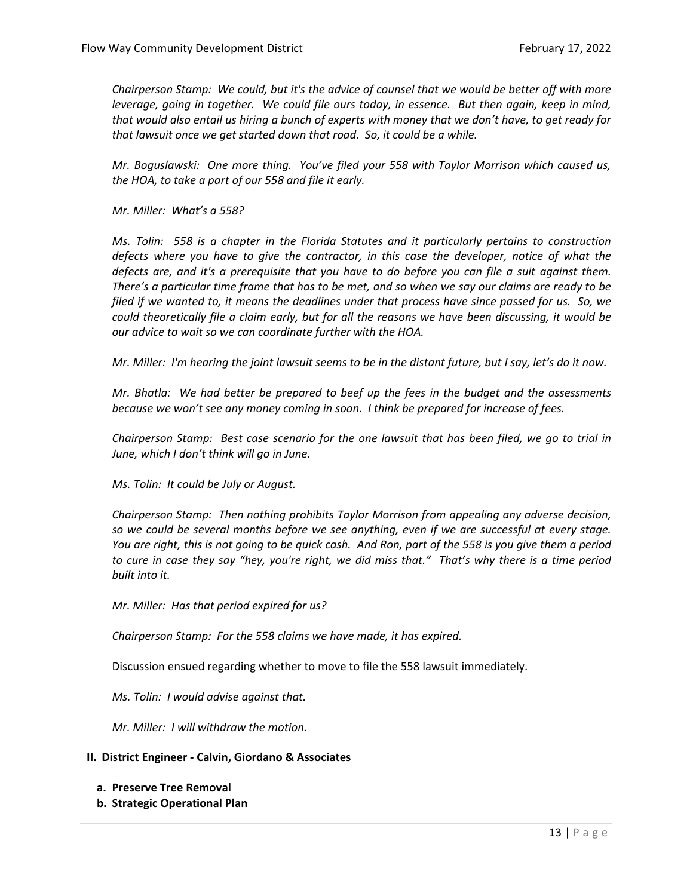*Chairperson Stamp: We could, but it's the advice of counsel that we would be better off with more leverage, going in together. We could file ours today, in essence. But then again, keep in mind, that would also entail us hiring a bunch of experts with money that we don't have, to get ready for that lawsuit once we get started down that road. So, it could be a while.*

*Mr. Boguslawski: One more thing. You've filed your 558 with Taylor Morrison which caused us, the HOA, to take a part of our 558 and file it early.*

*Mr. Miller: What's a 558?*

*Ms. Tolin: 558 is a chapter in the Florida Statutes and it particularly pertains to construction defects where you have to give the contractor, in this case the developer, notice of what the defects are, and it's a prerequisite that you have to do before you can file a suit against them. There's a particular time frame that has to be met, and so when we say our claims are ready to be filed if we wanted to, it means the deadlines under that process have since passed for us. So, we could theoretically file a claim early, but for all the reasons we have been discussing, it would be our advice to wait so we can coordinate further with the HOA.*

*Mr. Miller: I'm hearing the joint lawsuit seems to be in the distant future, but I say, let's do it now.*

*Mr. Bhatla: We had better be prepared to beef up the fees in the budget and the assessments because we won't see any money coming in soon. I think be prepared for increase of fees.*

*Chairperson Stamp: Best case scenario for the one lawsuit that has been filed, we go to trial in June, which I don't think will go in June.*

*Ms. Tolin: It could be July or August.*

*Chairperson Stamp: Then nothing prohibits Taylor Morrison from appealing any adverse decision, so we could be several months before we see anything, even if we are successful at every stage. You are right, this is not going to be quick cash. And Ron, part of the 558 is you give them a period to cure in case they say "hey, you're right, we did miss that." That's why there is a time period built into it.*

*Mr. Miller: Has that period expired for us?*

*Chairperson Stamp: For the 558 claims we have made, it has expired.*

Discussion ensued regarding whether to move to file the 558 lawsuit immediately.

*Ms. Tolin: I would advise against that.*

*Mr. Miller: I will withdraw the motion.*

**II. District Engineer - Calvin, Giordano & Associates**

**a. Preserve Tree Removal**

**b. Strategic Operational Plan**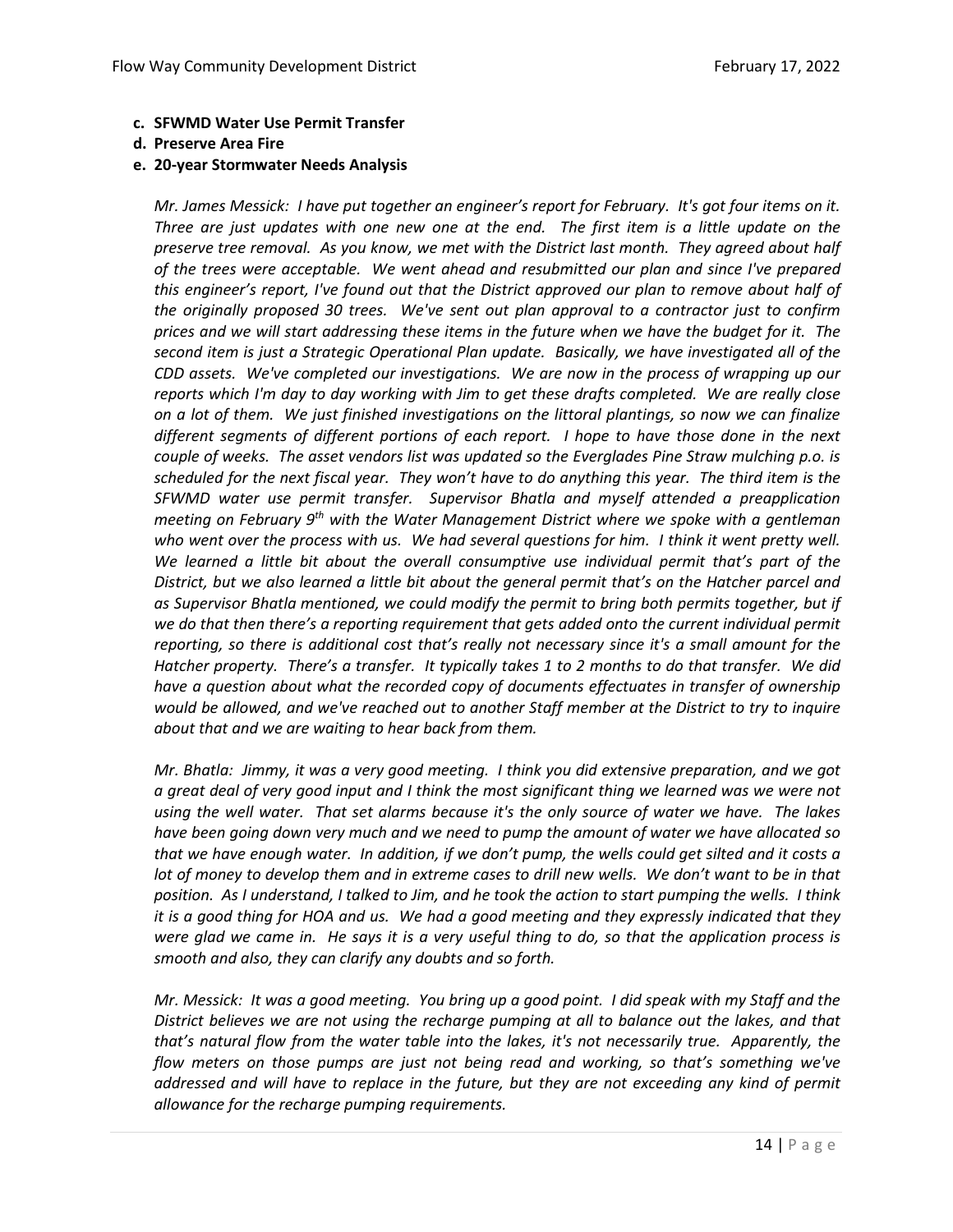**c. SFWMD Water Use Permit Transfer**

**d. Preserve Area Fire**

**e. 20-year Stormwater Needs Analysis**

*Mr. James Messick: I have put together an engineer's report for February. It's got four items on it. Three are just updates with one new one at the end. The first item is a little update on the preserve tree removal. As you know, we met with the District last month. They agreed about half of the trees were acceptable. We went ahead and resubmitted our plan and since I've prepared this engineer's report, I've found out that the District approved our plan to remove about half of the originally proposed 30 trees. We've sent out plan approval to a contractor just to confirm prices and we will start addressing these items in the future when we have the budget for it. The second item is just a Strategic Operational Plan update. Basically, we have investigated all of the CDD assets. We've completed our investigations. We are now in the process of wrapping up our reports which I'm day to day working with Jim to get these drafts completed. We are really close on a lot of them. We just finished investigations on the littoral plantings, so now we can finalize different segments of different portions of each report. I hope to have those done in the next couple of weeks. The asset vendors list was updated so the Everglades Pine Straw mulching p.o. is scheduled for the next fiscal year. They won't have to do anything this year. The third item is the SFWMD water use permit transfer. Supervisor Bhatla and myself attended a preapplication meeting on February 9th with the Water Management District where we spoke with a gentleman who went over the process with us. We had several questions for him. I think it went pretty well. We learned a little bit about the overall consumptive use individual permit that's part of the District, but we also learned a little bit about the general permit that's on the Hatcher parcel and as Supervisor Bhatla mentioned, we could modify the permit to bring both permits together, but if we do that then there's a reporting requirement that gets added onto the current individual permit reporting, so there is additional cost that's really not necessary since it's a small amount for the Hatcher property. There's a transfer. It typically takes 1 to 2 months to do that transfer. We did have a question about what the recorded copy of documents effectuates in transfer of ownership would be allowed, and we've reached out to another Staff member at the District to try to inquire about that and we are waiting to hear back from them.*

*Mr. Bhatla: Jimmy, it was a very good meeting. I think you did extensive preparation, and we got a great deal of very good input and I think the most significant thing we learned was we were not using the well water. That set alarms because it's the only source of water we have. The lakes have been going down very much and we need to pump the amount of water we have allocated so that we have enough water. In addition, if we don't pump, the wells could get silted and it costs a lot of money to develop them and in extreme cases to drill new wells. We don't want to be in that position. As I understand, I talked to Jim, and he took the action to start pumping the wells. I think it is a good thing for HOA and us. We had a good meeting and they expressly indicated that they were glad we came in. He says it is a very useful thing to do, so that the application process is smooth and also, they can clarify any doubts and so forth.*

*Mr. Messick: It was a good meeting. You bring up a good point. I did speak with my Staff and the District believes we are not using the recharge pumping at all to balance out the lakes, and that that's natural flow from the water table into the lakes, it's not necessarily true. Apparently, the flow meters on those pumps are just not being read and working, so that's something we've addressed and will have to replace in the future, but they are not exceeding any kind of permit allowance for the recharge pumping requirements.*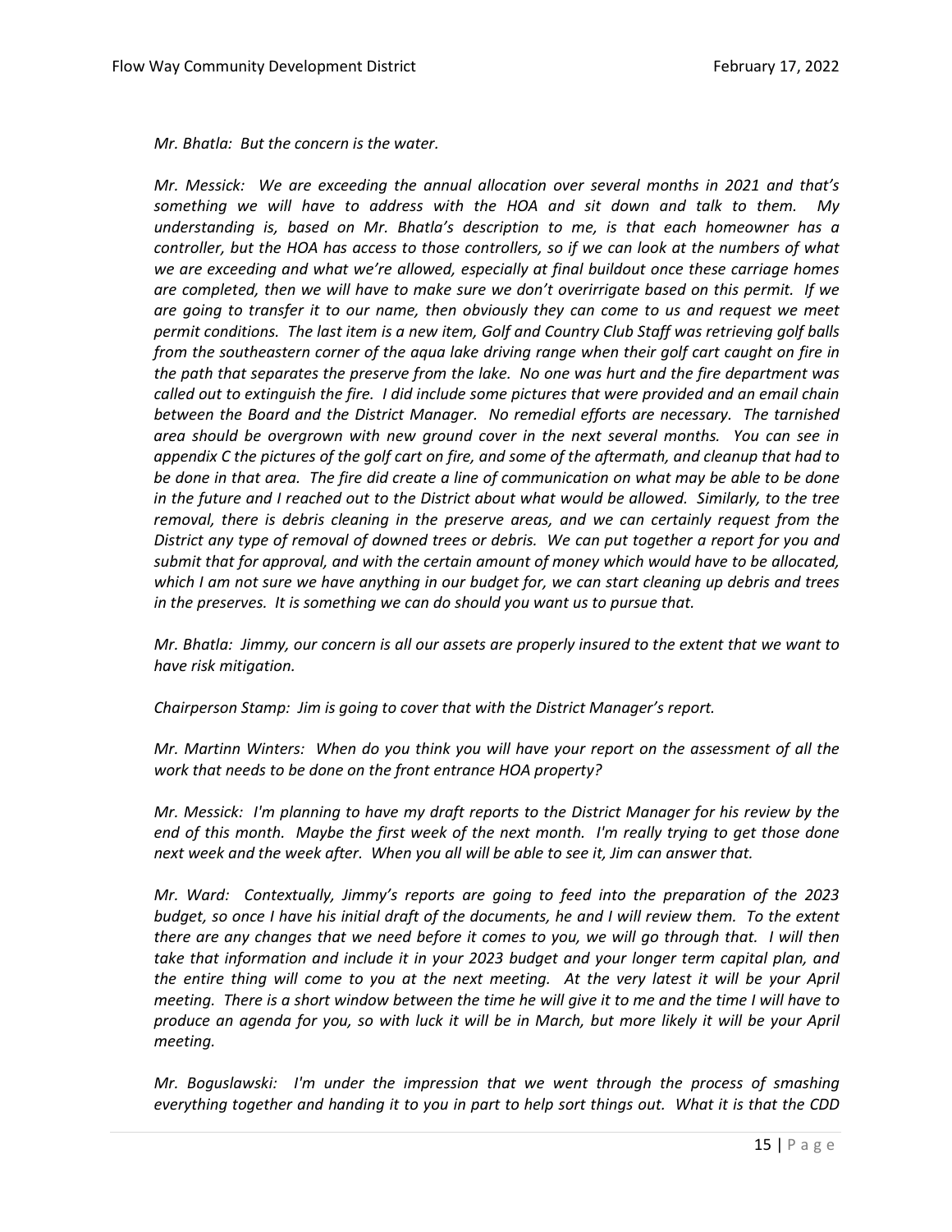*Mr. Bhatla: But the concern is the water.*

*Mr. Messick: We are exceeding the annual allocation over several months in 2021 and that's something we will have to address with the HOA and sit down and talk to them. My understanding is, based on Mr. Bhatla's description to me, is that each homeowner has a controller, but the HOA has access to those controllers, so if we can look at the numbers of what we are exceeding and what we're allowed, especially at final buildout once these carriage homes are completed, then we will have to make sure we don't overirrigate based on this permit. If we are going to transfer it to our name, then obviously they can come to us and request we meet permit conditions. The last item is a new item, Golf and Country Club Staff was retrieving golf balls from the southeastern corner of the aqua lake driving range when their golf cart caught on fire in the path that separates the preserve from the lake. No one was hurt and the fire department was called out to extinguish the fire. I did include some pictures that were provided and an email chain between the Board and the District Manager. No remedial efforts are necessary. The tarnished area should be overgrown with new ground cover in the next several months. You can see in appendix C the pictures of the golf cart on fire, and some of the aftermath, and cleanup that had to be done in that area. The fire did create a line of communication on what may be able to be done in the future and I reached out to the District about what would be allowed. Similarly, to the tree removal, there is debris cleaning in the preserve areas, and we can certainly request from the District any type of removal of downed trees or debris. We can put together a report for you and submit that for approval, and with the certain amount of money which would have to be allocated, which I am not sure we have anything in our budget for, we can start cleaning up debris and trees in the preserves. It is something we can do should you want us to pursue that.*

*Mr. Bhatla: Jimmy, our concern is all our assets are properly insured to the extent that we want to have risk mitigation.*

*Chairperson Stamp: Jim is going to cover that with the District Manager's report.*

*Mr. Martinn Winters: When do you think you will have your report on the assessment of all the work that needs to be done on the front entrance HOA property?*

*Mr. Messick: I'm planning to have my draft reports to the District Manager for his review by the end of this month. Maybe the first week of the next month. I'm really trying to get those done next week and the week after. When you all will be able to see it, Jim can answer that.*

*Mr. Ward: Contextually, Jimmy's reports are going to feed into the preparation of the 2023 budget, so once I have his initial draft of the documents, he and I will review them. To the extent there are any changes that we need before it comes to you, we will go through that. I will then take that information and include it in your 2023 budget and your longer term capital plan, and the entire thing will come to you at the next meeting. At the very latest it will be your April meeting. There is a short window between the time he will give it to me and the time I will have to produce an agenda for you, so with luck it will be in March, but more likely it will be your April meeting.*

*Mr. Boguslawski: I'm under the impression that we went through the process of smashing everything together and handing it to you in part to help sort things out. What it is that the CDD*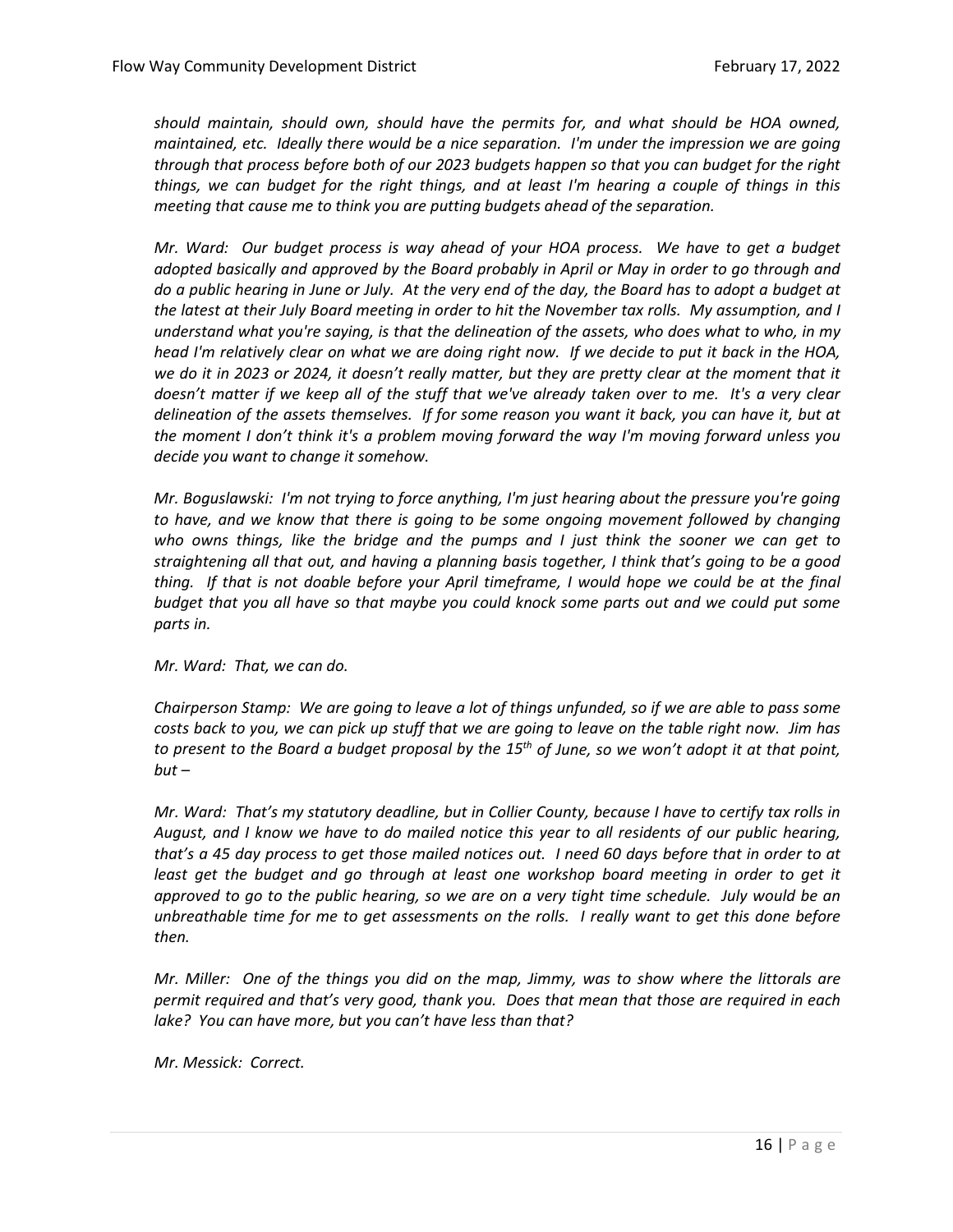*should maintain, should own, should have the permits for, and what should be HOA owned, maintained, etc. Ideally there would be a nice separation. I'm under the impression we are going through that process before both of our 2023 budgets happen so that you can budget for the right things, we can budget for the right things, and at least I'm hearing a couple of things in this meeting that cause me to think you are putting budgets ahead of the separation.*

*Mr. Ward: Our budget process is way ahead of your HOA process. We have to get a budget adopted basically and approved by the Board probably in April or May in order to go through and do a public hearing in June or July. At the very end of the day, the Board has to adopt a budget at the latest at their July Board meeting in order to hit the November tax rolls. My assumption, and I understand what you're saying, is that the delineation of the assets, who does what to who, in my head I'm relatively clear on what we are doing right now. If we decide to put it back in the HOA, we do it in 2023 or 2024, it doesn't really matter, but they are pretty clear at the moment that it doesn't matter if we keep all of the stuff that we've already taken over to me. It's a very clear delineation of the assets themselves. If for some reason you want it back, you can have it, but at the moment I don't think it's a problem moving forward the way I'm moving forward unless you decide you want to change it somehow.*

*Mr. Boguslawski: I'm not trying to force anything, I'm just hearing about the pressure you're going to have, and we know that there is going to be some ongoing movement followed by changing who owns things, like the bridge and the pumps and I just think the sooner we can get to straightening all that out, and having a planning basis together, I think that's going to be a good thing. If that is not doable before your April timeframe, I would hope we could be at the final budget that you all have so that maybe you could knock some parts out and we could put some parts in.*

*Mr. Ward: That, we can do.*

*Chairperson Stamp: We are going to leave a lot of things unfunded, so if we are able to pass some costs back to you, we can pick up stuff that we are going to leave on the table right now. Jim has to present to the Board a budget proposal by the 15th of June, so we won't adopt it at that point, but –*

*Mr. Ward: That's my statutory deadline, but in Collier County, because I have to certify tax rolls in August, and I know we have to do mailed notice this year to all residents of our public hearing, that's a 45 day process to get those mailed notices out. I need 60 days before that in order to at least get the budget and go through at least one workshop board meeting in order to get it approved to go to the public hearing, so we are on a very tight time schedule. July would be an unbreathable time for me to get assessments on the rolls. I really want to get this done before then.*

*Mr. Miller: One of the things you did on the map, Jimmy, was to show where the littorals are permit required and that's very good, thank you. Does that mean that those are required in each lake? You can have more, but you can't have less than that?*

*Mr. Messick: Correct.*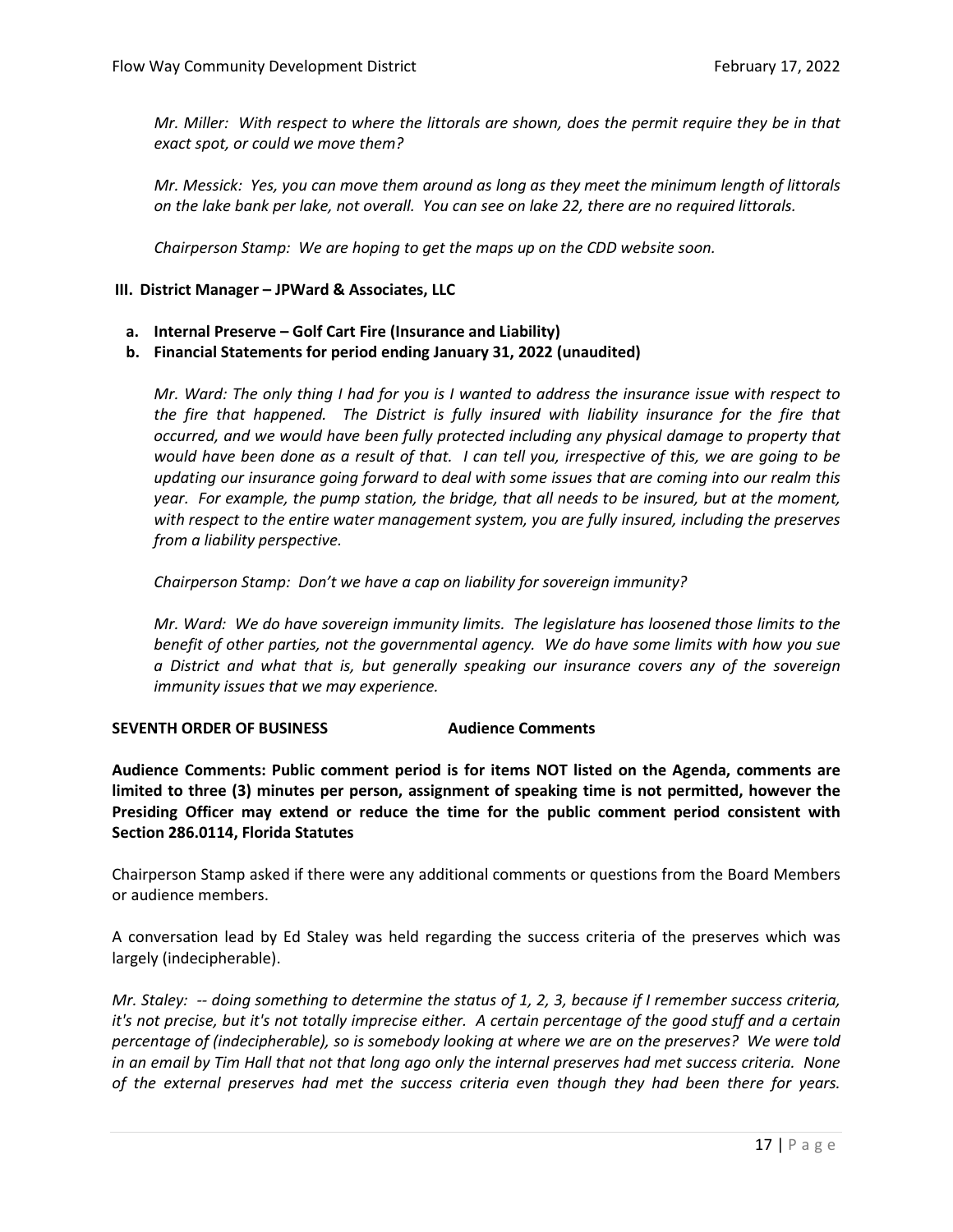*Mr. Miller: With respect to where the littorals are shown, does the permit require they be in that exact spot, or could we move them?*

*Mr. Messick: Yes, you can move them around as long as they meet the minimum length of littorals on the lake bank per lake, not overall. You can see on lake 22, there are no required littorals.*

*Chairperson Stamp: We are hoping to get the maps up on the CDD website soon.*

**III. District Manager – JPWard & Associates, LLC**

**a. Internal Preserve – Golf Cart Fire (Insurance and Liability)**

**b. Financial Statements for period ending January 31, 2022 (unaudited)**

*Mr. Ward: The only thing I had for you is I wanted to address the insurance issue with respect to the fire that happened. The District is fully insured with liability insurance for the fire that occurred, and we would have been fully protected including any physical damage to property that would have been done as a result of that. I can tell you, irrespective of this, we are going to be updating our insurance going forward to deal with some issues that are coming into our realm this year. For example, the pump station, the bridge, that all needs to be insured, but at the moment, with respect to the entire water management system, you are fully insured, including the preserves from a liability perspective.*

*Chairperson Stamp: Don't we have a cap on liability for sovereign immunity?*

*Mr. Ward: We do have sovereign immunity limits. The legislature has loosened those limits to the benefit of other parties, not the governmental agency. We do have some limits with how you sue a District and what that is, but generally speaking our insurance covers any of the sovereign immunity issues that we may experience.*

**SEVENTH ORDER OF BUSINESS Audience Comments**

**Audience Comments: Public comment period is for items NOT listed on the Agenda, comments are limited to three (3) minutes per person, assignment of speaking time is not permitted, however the Presiding Officer may extend or reduce the time for the public comment period consistent with Section 286.0114, Florida Statutes**

Chairperson Stamp asked if there were any additional comments or questions from the Board Members or audience members.

A conversation lead by Ed Staley was held regarding the success criteria of the preserves which was largely (indecipherable).

*Mr. Staley: -- doing something to determine the status of 1, 2, 3, because if I remember success criteria, it's not precise, but it's not totally imprecise either. A certain percentage of the good stuff and a certain percentage of (indecipherable), so is somebody looking at where we are on the preserves? We were told in an email by Tim Hall that not that long ago only the internal preserves had met success criteria. None of the external preserves had met the success criteria even though they had been there for years.*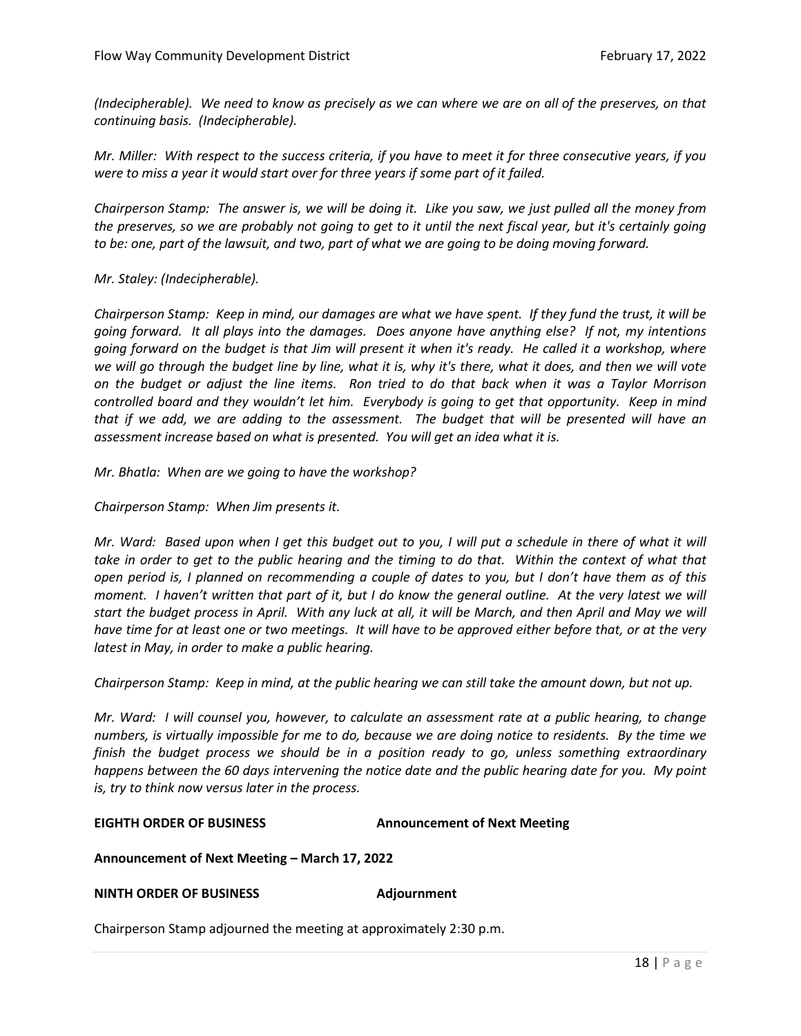*(Indecipherable). We need to know as precisely as we can where we are on all of the preserves, on that continuing basis. (Indecipherable).*

*Mr. Miller: With respect to the success criteria, if you have to meet it for three consecutive years, if you were to miss a year it would start over for three years if some part of it failed.*

*Chairperson Stamp: The answer is, we will be doing it. Like you saw, we just pulled all the money from the preserves, so we are probably not going to get to it until the next fiscal year, but it's certainly going to be: one, part of the lawsuit, and two, part of what we are going to be doing moving forward.*

*Mr. Staley: (Indecipherable).*

*Chairperson Stamp: Keep in mind, our damages are what we have spent. If they fund the trust, it will be going forward. It all plays into the damages. Does anyone have anything else? If not, my intentions going forward on the budget is that Jim will present it when it's ready. He called it a workshop, where we will go through the budget line by line, what it is, why it's there, what it does, and then we will vote on the budget or adjust the line items. Ron tried to do that back when it was a Taylor Morrison controlled board and they wouldn't let him. Everybody is going to get that opportunity. Keep in mind that if we add, we are adding to the assessment. The budget that will be presented will have an assessment increase based on what is presented. You will get an idea what it is.*

*Mr. Bhatla: When are we going to have the workshop?*

*Chairperson Stamp: When Jim presents it.*

*Mr. Ward: Based upon when I get this budget out to you, I will put a schedule in there of what it will take in order to get to the public hearing and the timing to do that. Within the context of what that open period is, I planned on recommending a couple of dates to you, but I don't have them as of this moment. I haven't written that part of it, but I do know the general outline. At the very latest we will start the budget process in April. With any luck at all, it will be March, and then April and May we will have time for at least one or two meetings. It will have to be approved either before that, or at the very latest in May, in order to make a public hearing.*

*Chairperson Stamp: Keep in mind, at the public hearing we can still take the amount down, but not up.*

*Mr. Ward: I will counsel you, however, to calculate an assessment rate at a public hearing, to change numbers, is virtually impossible for me to do, because we are doing notice to residents. By the time we finish the budget process we should be in a position ready to go, unless something extraordinary happens between the 60 days intervening the notice date and the public hearing date for you. My point is, try to think now versus later in the process.*

**EIGHTH ORDER OF BUSINESS** **Announcement of Next Meeting**

**Announcement of Next Meeting – March 17, 2022**

**NINTH ORDER OF BUSINESS** **Adjournment**

Chairperson Stamp adjourned the meeting at approximately 2:30 p.m.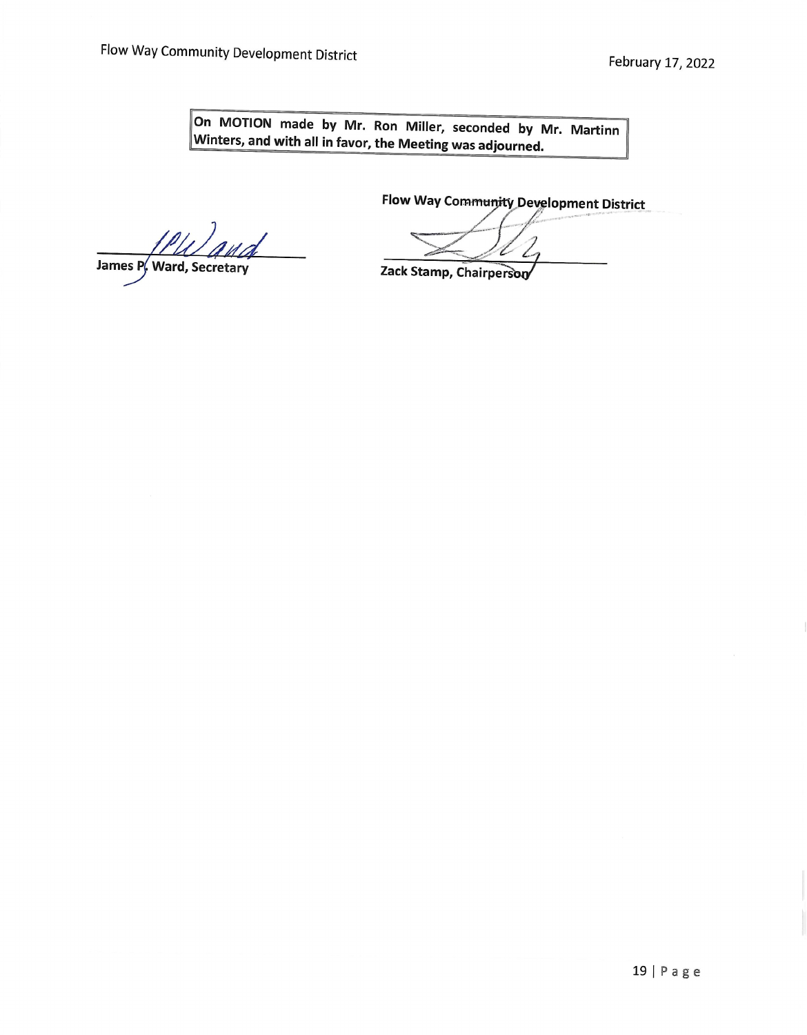**On MOTION made by Mr. Ron Miller, seconded by Mr. Martinn Winters, and with all in favor, the Meeting was adjourned.**

**Flow Way Community Development District**

**James P. Ward, Secretary**

**Zack Stamp, Chairperson**